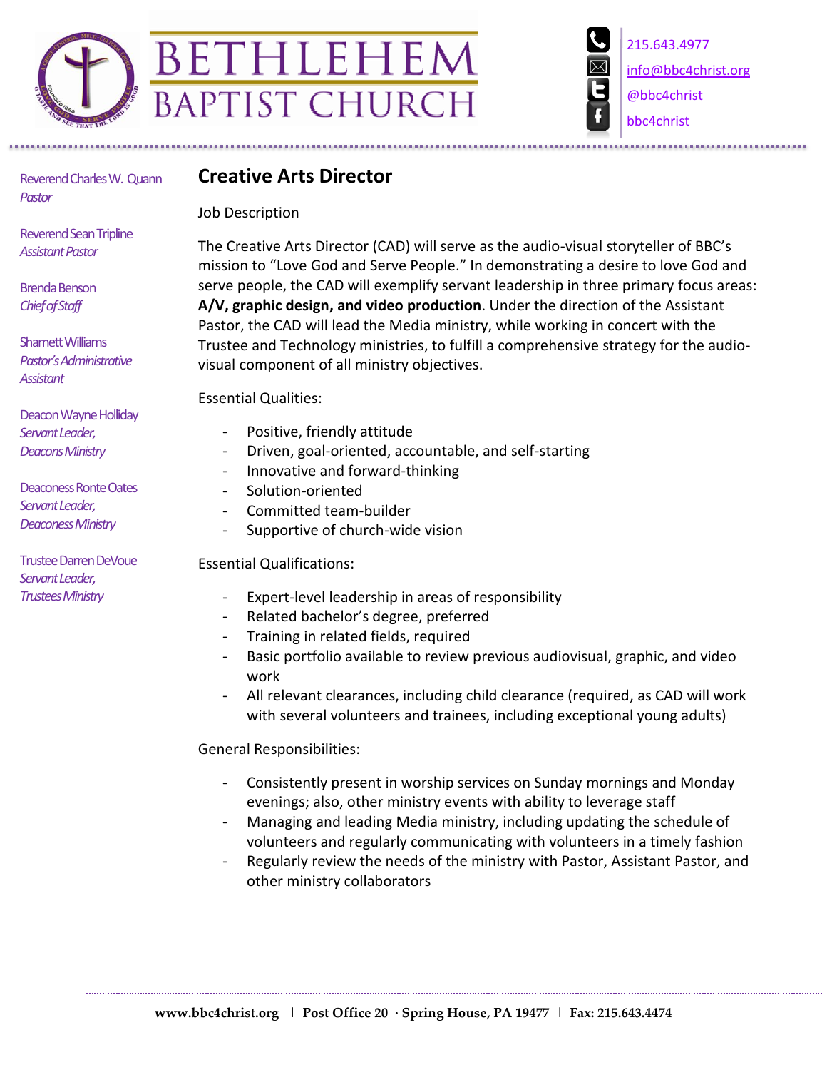# BETHLEHEM BAPTIST CHURCH

215.643.4977
info@bbc4christ.org
@bbc4christ
bbc4christ

Reverend Charles W. Quann
*Pastor*

Reverend Sean Tripline
*Assistant Pastor*

Brenda Benson
*Chief of Staff*

Sharnett Williams
*Pastor's Administrative Assistant*

Deacon Wayne Holliday
*Servant Leader, Deacons Ministry*

Deaconess Ronte Oates
*Servant Leader, Deaconess Ministry*

Trustee Darren DeVoue
*Servant Leader, Trustees Ministry*

## Creative Arts Director

Job Description

The Creative Arts Director (CAD) will serve as the audio-visual storyteller of BBC's mission to "Love God and Serve People." In demonstrating a desire to love God and serve people, the CAD will exemplify servant leadership in three primary focus areas: **A/V, graphic design, and video production**. Under the direction of the Assistant Pastor, the CAD will lead the Media ministry, while working in concert with the Trustee and Technology ministries, to fulfill a comprehensive strategy for the audio-visual component of all ministry objectives.

Essential Qualities:

- Positive, friendly attitude
- Driven, goal-oriented, accountable, and self-starting
- Innovative and forward-thinking
- Solution-oriented
- Committed team-builder
- Supportive of church-wide vision

Essential Qualifications:

- Expert-level leadership in areas of responsibility
- Related bachelor's degree, preferred
- Training in related fields, required
- Basic portfolio available to review previous audiovisual, graphic, and video work
- All relevant clearances, including child clearance (required, as CAD will work with several volunteers and trainees, including exceptional young adults)

General Responsibilities:

- Consistently present in worship services on Sunday mornings and Monday evenings; also, other ministry events with ability to leverage staff
- Managing and leading Media ministry, including updating the schedule of volunteers and regularly communicating with volunteers in a timely fashion
- Regularly review the needs of the ministry with Pastor, Assistant Pastor, and other ministry collaborators

www.bbc4christ.org | Post Office 20 · Spring House, PA 19477 | Fax: 215.643.4474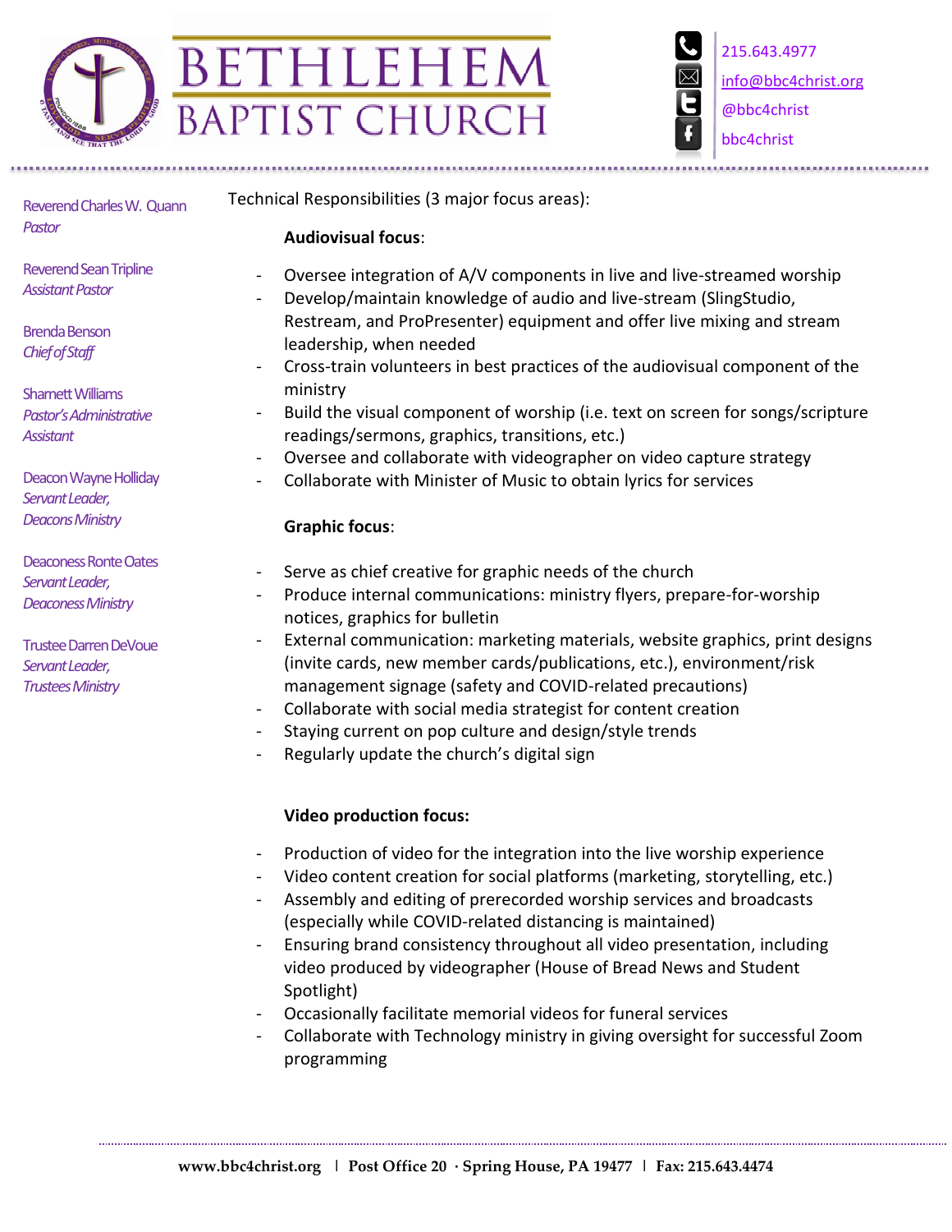Reverend Charles W. Quann
*Pastor*

Reverend Sean Tripline
*Assistant Pastor*

Brenda Benson
*Chief of Staff*

Sharnett Williams
*Pastor's Administrative Assistant*

Deacon Wayne Holliday
*Servant Leader, Deacons Ministry*

Deaconess Ronte Oates
*Servant Leader, Deaconess Ministry*

Trustee Darren DeVoue
*Servant Leader, Trustees Ministry*

Technical Responsibilities (3 major focus areas):

**Audiovisual focus**:

- Oversee integration of A/V components in live and live-streamed worship
- Develop/maintain knowledge of audio and live-stream (SlingStudio, Restream, and ProPresenter) equipment and offer live mixing and stream leadership, when needed
- Cross-train volunteers in best practices of the audiovisual component of the ministry
- Build the visual component of worship (i.e. text on screen for songs/scripture readings/sermons, graphics, transitions, etc.)
- Oversee and collaborate with videographer on video capture strategy
- Collaborate with Minister of Music to obtain lyrics for services

**Graphic focus**:

- Serve as chief creative for graphic needs of the church
- Produce internal communications: ministry flyers, prepare-for-worship notices, graphics for bulletin
- External communication: marketing materials, website graphics, print designs (invite cards, new member cards/publications, etc.), environment/risk management signage (safety and COVID-related precautions)
- Collaborate with social media strategist for content creation
- Staying current on pop culture and design/style trends
- Regularly update the church's digital sign

**Video production focus:**

- Production of video for the integration into the live worship experience
- Video content creation for social platforms (marketing, storytelling, etc.)
- Assembly and editing of prerecorded worship services and broadcasts (especially while COVID-related distancing is maintained)
- Ensuring brand consistency throughout all video presentation, including video produced by videographer (House of Bread News and Student Spotlight)
- Occasionally facilitate memorial videos for funeral services
- Collaborate with Technology ministry in giving oversight for successful Zoom programming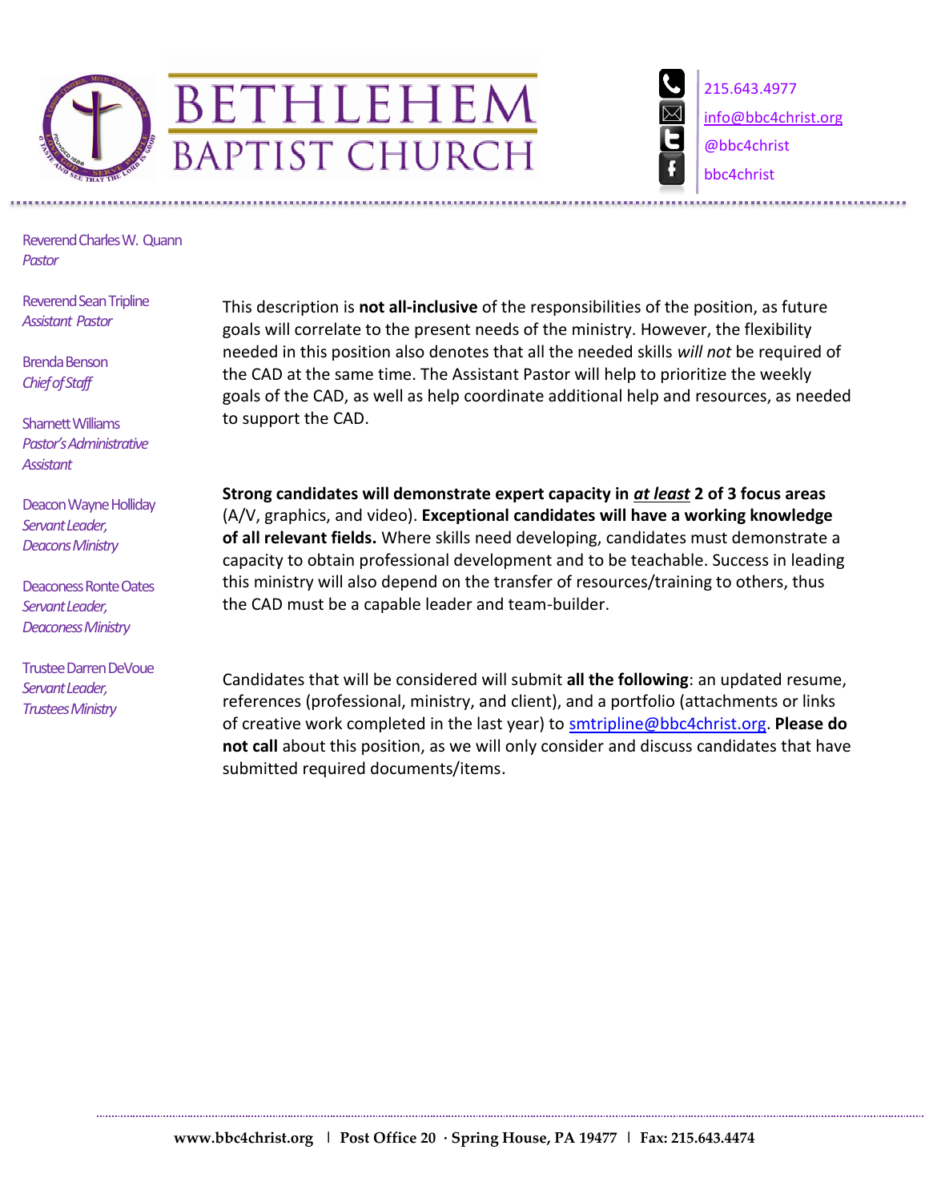# BETHLEHEM BAPTIST CHURCH

215.643.4977
info@bbc4christ.org
@bbc4christ
bbc4christ

Reverend Charles W. Quann
*Pastor*

Reverend Sean Tripline
*Assistant Pastor*

Brenda Benson
*Chief of Staff*

Sharnett Williams
*Pastor's Administrative Assistant*

Deacon Wayne Holliday
*Servant Leader, Deacons Ministry*

Deaconess Ronte Oates
*Servant Leader, Deaconess Ministry*

Trustee Darren DeVoue
*Servant Leader, Trustees Ministry*

This description is **not all-inclusive** of the responsibilities of the position, as future goals will correlate to the present needs of the ministry. However, the flexibility needed in this position also denotes that all the needed skills *will not* be required of the CAD at the same time. The Assistant Pastor will help to prioritize the weekly goals of the CAD, as well as help coordinate additional help and resources, as needed to support the CAD.

**Strong candidates will demonstrate expert capacity in *at least* 2 of 3 focus areas** (A/V, graphics, and video). **Exceptional candidates will have a working knowledge of all relevant fields.** Where skills need developing, candidates must demonstrate a capacity to obtain professional development and to be teachable. Success in leading this ministry will also depend on the transfer of resources/training to others, thus the CAD must be a capable leader and team-builder.

Candidates that will be considered will submit **all the following**: an updated resume, references (professional, ministry, and client), and a portfolio (attachments or links of creative work completed in the last year) to smtripline@bbc4christ.org. **Please do not call** about this position, as we will only consider and discuss candidates that have submitted required documents/items.

www.bbc4christ.org | Post Office 20 · Spring House, PA 19477 | Fax: 215.643.4474